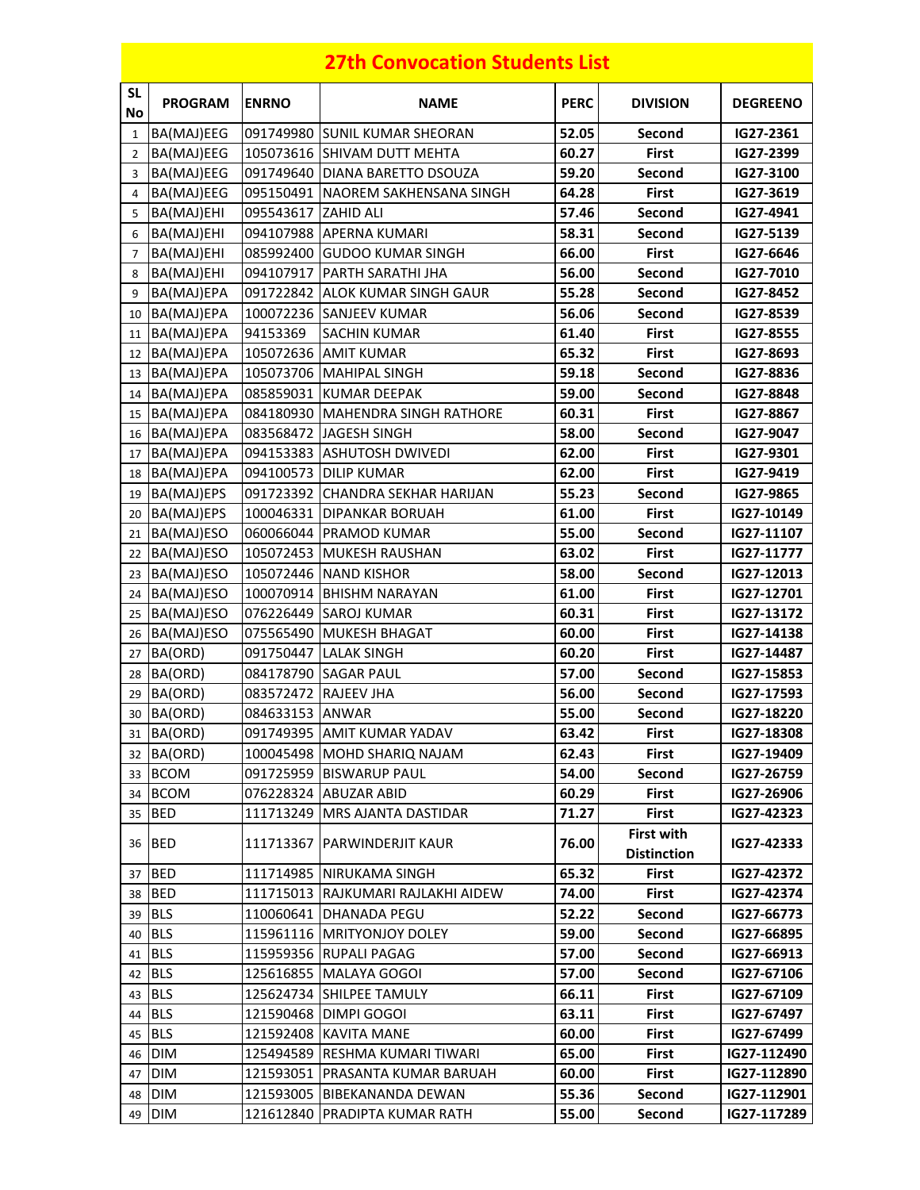# 27th Convocation Students List

| SL No | PROGRAM | ENRNO | NAME | PERC | DIVISION | DEGREENO |
|---|---|---|---|---|---|---|
| 1 | BA(MAJ)EEG | 091749980 | SUNIL KUMAR SHEORAN | 52.05 | Second | IG27-2361 |
| 2 | BA(MAJ)EEG | 105073616 | SHIVAM DUTT MEHTA | 60.27 | First | IG27-2399 |
| 3 | BA(MAJ)EEG | 091749640 | DIANA BARETTO DSOUZA | 59.20 | Second | IG27-3100 |
| 4 | BA(MAJ)EEG | 095150491 | NAOREM SAKHENSANA SINGH | 64.28 | First | IG27-3619 |
| 5 | BA(MAJ)EHI | 095543617 | ZAHID ALI | 57.46 | Second | IG27-4941 |
| 6 | BA(MAJ)EHI | 094107988 | APERNA KUMARI | 58.31 | Second | IG27-5139 |
| 7 | BA(MAJ)EHI | 085992400 | GUDOO KUMAR SINGH | 66.00 | First | IG27-6646 |
| 8 | BA(MAJ)EHI | 094107917 | PARTH SARATHI JHA | 56.00 | Second | IG27-7010 |
| 9 | BA(MAJ)EPA | 091722842 | ALOK KUMAR SINGH GAUR | 55.28 | Second | IG27-8452 |
| 10 | BA(MAJ)EPA | 100072236 | SANJEEV KUMAR | 56.06 | Second | IG27-8539 |
| 11 | BA(MAJ)EPA | 94153369 | SACHIN KUMAR | 61.40 | First | IG27-8555 |
| 12 | BA(MAJ)EPA | 105072636 | AMIT KUMAR | 65.32 | First | IG27-8693 |
| 13 | BA(MAJ)EPA | 105073706 | MAHIPAL SINGH | 59.18 | Second | IG27-8836 |
| 14 | BA(MAJ)EPA | 085859031 | KUMAR DEEPAK | 59.00 | Second | IG27-8848 |
| 15 | BA(MAJ)EPA | 084180930 | MAHENDRA SINGH RATHORE | 60.31 | First | IG27-8867 |
| 16 | BA(MAJ)EPA | 083568472 | JAGESH SINGH | 58.00 | Second | IG27-9047 |
| 17 | BA(MAJ)EPA | 094153383 | ASHUTOSH DWIVEDI | 62.00 | First | IG27-9301 |
| 18 | BA(MAJ)EPA | 094100573 | DILIP KUMAR | 62.00 | First | IG27-9419 |
| 19 | BA(MAJ)EPS | 091723392 | CHANDRA SEKHAR HARIJAN | 55.23 | Second | IG27-9865 |
| 20 | BA(MAJ)EPS | 100046331 | DIPANKAR BORUAH | 61.00 | First | IG27-10149 |
| 21 | BA(MAJ)ESO | 060066044 | PRAMOD KUMAR | 55.00 | Second | IG27-11107 |
| 22 | BA(MAJ)ESO | 105072453 | MUKESH RAUSHAN | 63.02 | First | IG27-11777 |
| 23 | BA(MAJ)ESO | 105072446 | NAND KISHOR | 58.00 | Second | IG27-12013 |
| 24 | BA(MAJ)ESO | 100070914 | BHISHM NARAYAN | 61.00 | First | IG27-12701 |
| 25 | BA(MAJ)ESO | 076226449 | SAROJ KUMAR | 60.31 | First | IG27-13172 |
| 26 | BA(MAJ)ESO | 075565490 | MUKESH BHAGAT | 60.00 | First | IG27-14138 |
| 27 | BA(ORD) | 091750447 | LALAK SINGH | 60.20 | First | IG27-14487 |
| 28 | BA(ORD) | 084178790 | SAGAR PAUL | 57.00 | Second | IG27-15853 |
| 29 | BA(ORD) | 083572472 | RAJEEV JHA | 56.00 | Second | IG27-17593 |
| 30 | BA(ORD) | 084633153 | ANWAR | 55.00 | Second | IG27-18220 |
| 31 | BA(ORD) | 091749395 | AMIT KUMAR YADAV | 63.42 | First | IG27-18308 |
| 32 | BA(ORD) | 100045498 | MOHD SHARIQ NAJAM | 62.43 | First | IG27-19409 |
| 33 | BCOM | 091725959 | BISWARUP PAUL | 54.00 | Second | IG27-26759 |
| 34 | BCOM | 076228324 | ABUZAR ABID | 60.29 | First | IG27-26906 |
| 35 | BED | 111713249 | MRS AJANTA DASTIDAR | 71.27 | First | IG27-42323 |
| 36 | BED | 111713367 | PARWINDERJIT KAUR | 76.00 | First with Distinction | IG27-42333 |
| 37 | BED | 111714985 | NIRUKAMA SINGH | 65.32 | First | IG27-42372 |
| 38 | BED | 111715013 | RAJKUMARI RAJLAKHI AIDEW | 74.00 | First | IG27-42374 |
| 39 | BLS | 110060641 | DHANADA PEGU | 52.22 | Second | IG27-66773 |
| 40 | BLS | 115961116 | MRITYONJOY DOLEY | 59.00 | Second | IG27-66895 |
| 41 | BLS | 115959356 | RUPALI PAGAG | 57.00 | Second | IG27-66913 |
| 42 | BLS | 125616855 | MALAYA GOGOI | 57.00 | Second | IG27-67106 |
| 43 | BLS | 125624734 | SHILPEE TAMULY | 66.11 | First | IG27-67109 |
| 44 | BLS | 121590468 | DIMPI GOGOI | 63.11 | First | IG27-67497 |
| 45 | BLS | 121592408 | KAVITA MANE | 60.00 | First | IG27-67499 |
| 46 | DIM | 125494589 | RESHMA KUMARI TIWARI | 65.00 | First | IG27-112490 |
| 47 | DIM | 121593051 | PRASANTA KUMAR BARUAH | 60.00 | First | IG27-112890 |
| 48 | DIM | 121593005 | BIBEKANANDA DEWAN | 55.36 | Second | IG27-112901 |
| 49 | DIM | 121612840 | PRADIPTA KUMAR RATH | 55.00 | Second | IG27-117289 |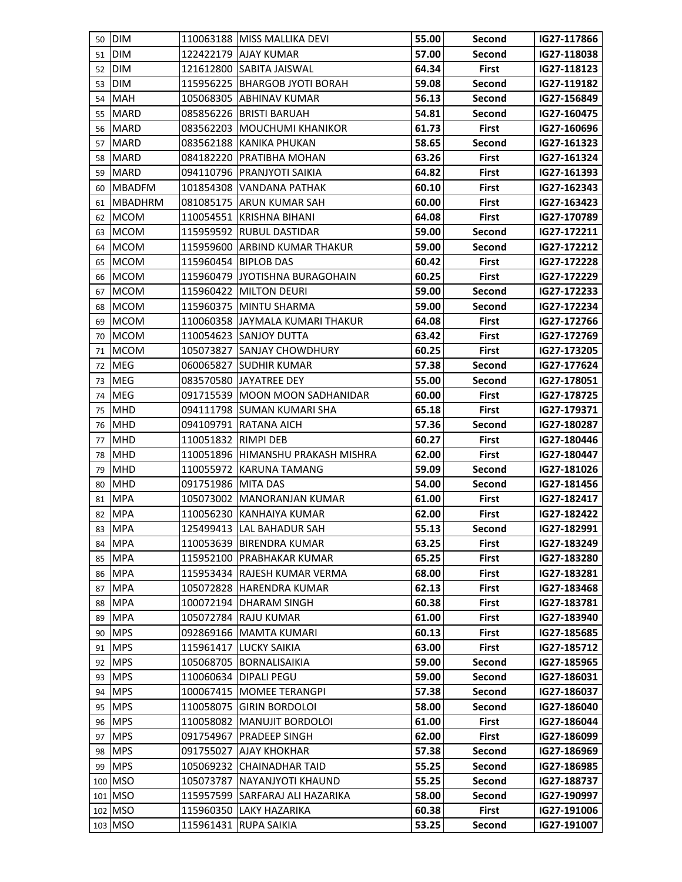| | | | | | | |
|---|---|---|---|---|---|---|
| 50 | DIM | 110063188 | MISS MALLIKA DEVI | 55.00 | Second | IG27-117866 |
| 51 | DIM | 122422179 | AJAY KUMAR | 57.00 | Second | IG27-118038 |
| 52 | DIM | 121612800 | SABITA JAISWAL | 64.34 | First | IG27-118123 |
| 53 | DIM | 115956225 | BHARGOB JYOTI BORAH | 59.08 | Second | IG27-119182 |
| 54 | MAH | 105068305 | ABHINAV KUMAR | 56.13 | Second | IG27-156849 |
| 55 | MARD | 085856226 | BRISTI BARUAH | 54.81 | Second | IG27-160475 |
| 56 | MARD | 083562203 | MOUCHUMI KHANIKOR | 61.73 | First | IG27-160696 |
| 57 | MARD | 083562188 | KANIKA PHUKAN | 58.65 | Second | IG27-161323 |
| 58 | MARD | 084182220 | PRATIBHA MOHAN | 63.26 | First | IG27-161324 |
| 59 | MARD | 094110796 | PRANJYOTI SAIKIA | 64.82 | First | IG27-161393 |
| 60 | MBADFM | 101854308 | VANDANA PATHAK | 60.10 | First | IG27-162343 |
| 61 | MBADHRM | 081085175 | ARUN KUMAR SAH | 60.00 | First | IG27-163423 |
| 62 | MCOM | 110054551 | KRISHNA BIHANI | 64.08 | First | IG27-170789 |
| 63 | MCOM | 115959592 | RUBUL DASTIDAR | 59.00 | Second | IG27-172211 |
| 64 | MCOM | 115959600 | ARBIND KUMAR THAKUR | 59.00 | Second | IG27-172212 |
| 65 | MCOM | 115960454 | BIPLOB DAS | 60.42 | First | IG27-172228 |
| 66 | MCOM | 115960479 | JYOTISHNA BURAGOHAIN | 60.25 | First | IG27-172229 |
| 67 | MCOM | 115960422 | MILTON DEURI | 59.00 | Second | IG27-172233 |
| 68 | MCOM | 115960375 | MINTU SHARMA | 59.00 | Second | IG27-172234 |
| 69 | MCOM | 110060358 | JAYMALA KUMARI THAKUR | 64.08 | First | IG27-172766 |
| 70 | MCOM | 110054623 | SANJOY DUTTA | 63.42 | First | IG27-172769 |
| 71 | MCOM | 105073827 | SANJAY CHOWDHURY | 60.25 | First | IG27-173205 |
| 72 | MEG | 060065827 | SUDHIR KUMAR | 57.38 | Second | IG27-177624 |
| 73 | MEG | 083570580 | JAYATREE DEY | 55.00 | Second | IG27-178051 |
| 74 | MEG | 091715539 | MOON MOON SADHANIDAR | 60.00 | First | IG27-178725 |
| 75 | MHD | 094111798 | SUMAN KUMARI SHA | 65.18 | First | IG27-179371 |
| 76 | MHD | 094109791 | RATANA AICH | 57.36 | Second | IG27-180287 |
| 77 | MHD | 110051832 | RIMPI DEB | 60.27 | First | IG27-180446 |
| 78 | MHD | 110051896 | HIMANSHU PRAKASH MISHRA | 62.00 | First | IG27-180447 |
| 79 | MHD | 110055972 | KARUNA TAMANG | 59.09 | Second | IG27-181026 |
| 80 | MHD | 091751986 | MITA DAS | 54.00 | Second | IG27-181456 |
| 81 | MPA | 105073002 | MANORANJAN KUMAR | 61.00 | First | IG27-182417 |
| 82 | MPA | 110056230 | KANHAIYA KUMAR | 62.00 | First | IG27-182422 |
| 83 | MPA | 125499413 | LAL BAHADUR SAH | 55.13 | Second | IG27-182991 |
| 84 | MPA | 110053639 | BIRENDRA KUMAR | 63.25 | First | IG27-183249 |
| 85 | MPA | 115952100 | PRABHAKAR KUMAR | 65.25 | First | IG27-183280 |
| 86 | MPA | 115953434 | RAJESH KUMAR VERMA | 68.00 | First | IG27-183281 |
| 87 | MPA | 105072828 | HARENDRA KUMAR | 62.13 | First | IG27-183468 |
| 88 | MPA | 100072194 | DHARAM SINGH | 60.38 | First | IG27-183781 |
| 89 | MPA | 105072784 | RAJU KUMAR | 61.00 | First | IG27-183940 |
| 90 | MPS | 092869166 | MAMTA KUMARI | 60.13 | First | IG27-185685 |
| 91 | MPS | 115961417 | LUCKY SAIKIA | 63.00 | First | IG27-185712 |
| 92 | MPS | 105068705 | BORNALISAIKIA | 59.00 | Second | IG27-185965 |
| 93 | MPS | 110060634 | DIPALI PEGU | 59.00 | Second | IG27-186031 |
| 94 | MPS | 100067415 | MOMEE TERANGPI | 57.38 | Second | IG27-186037 |
| 95 | MPS | 110058075 | GIRIN BORDOLOI | 58.00 | Second | IG27-186040 |
| 96 | MPS | 110058082 | MANUJIT BORDOLOI | 61.00 | First | IG27-186044 |
| 97 | MPS | 091754967 | PRADEEP SINGH | 62.00 | First | IG27-186099 |
| 98 | MPS | 091755027 | AJAY KHOKHAR | 57.38 | Second | IG27-186969 |
| 99 | MPS | 105069232 | CHAINADHAR TAID | 55.25 | Second | IG27-186985 |
| 100 | MSO | 105073787 | NAYANJYOTI KHAUND | 55.25 | Second | IG27-188737 |
| 101 | MSO | 115957599 | SARFARAJ ALI HAZARIKA | 58.00 | Second | IG27-190997 |
| 102 | MSO | 115960350 | LAKY HAZARIKA | 60.38 | First | IG27-191006 |
| 103 | MSO | 115961431 | RUPA SAIKIA | 53.25 | Second | IG27-191007 |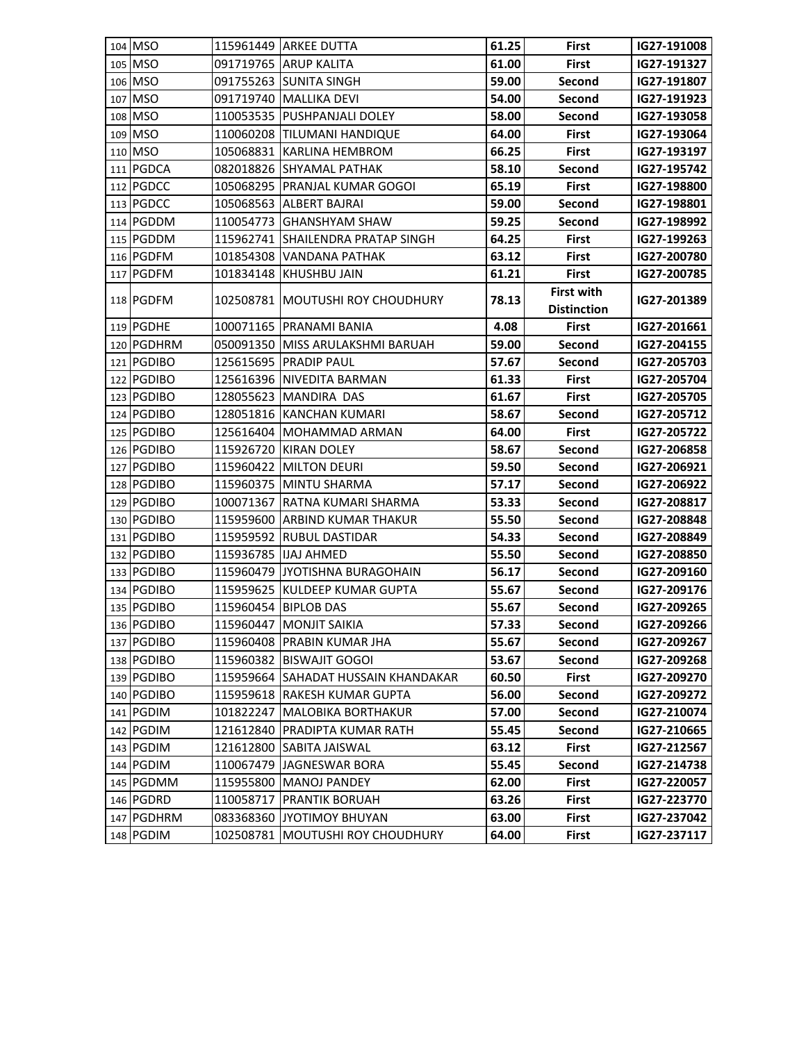| | | | | | | |
|---|---|---|---|---|---|---|
| 104 | MSO | 115961449 | ARKEE DUTTA | **61.25** | **First** | **IG27-191008** |
| 105 | MSO | 091719765 | ARUP KALITA | **61.00** | **First** | **IG27-191327** |
| 106 | MSO | 091755263 | SUNITA SINGH | **59.00** | **Second** | **IG27-191807** |
| 107 | MSO | 091719740 | MALLIKA DEVI | **54.00** | **Second** | **IG27-191923** |
| 108 | MSO | 110053535 | PUSHPANJALI DOLEY | **58.00** | **Second** | **IG27-193058** |
| 109 | MSO | 110060208 | TILUMANI HANDIQUE | **64.00** | **First** | **IG27-193064** |
| 110 | MSO | 105068831 | KARLINA HEMBROM | **66.25** | **First** | **IG27-193197** |
| 111 | PGDCA | 082018826 | SHYAMAL PATHAK | **58.10** | **Second** | **IG27-195742** |
| 112 | PGDCC | 105068295 | PRANJAL KUMAR GOGOI | **65.19** | **First** | **IG27-198800** |
| 113 | PGDCC | 105068563 | ALBERT BAJRAI | **59.00** | **Second** | **IG27-198801** |
| 114 | PGDDM | 110054773 | GHANSHYAM SHAW | **59.25** | **Second** | **IG27-198992** |
| 115 | PGDDM | 115962741 | SHAILENDRA PRATAP SINGH | **64.25** | **First** | **IG27-199263** |
| 116 | PGDFM | 101854308 | VANDANA PATHAK | **63.12** | **First** | **IG27-200780** |
| 117 | PGDFM | 101834148 | KHUSHBU JAIN | **61.21** | **First** | **IG27-200785** |
| 118 | PGDFM | 102508781 | MOUTUSHI ROY CHOUDHURY | **78.13** | **First with Distinction** | **IG27-201389** |
| 119 | PGDHE | 100071165 | PRANAMI BANIA | **4.08** | **First** | **IG27-201661** |
| 120 | PGDHRM | 050091350 | MISS ARULAKSHMI BARUAH | **59.00** | **Second** | **IG27-204155** |
| 121 | PGDIBO | 125615695 | PRADIP PAUL | **57.67** | **Second** | **IG27-205703** |
| 122 | PGDIBO | 125616396 | NIVEDITA BARMAN | **61.33** | **First** | **IG27-205704** |
| 123 | PGDIBO | 128055623 | MANDIRA DAS | **61.67** | **First** | **IG27-205705** |
| 124 | PGDIBO | 128051816 | KANCHAN KUMARI | **58.67** | **Second** | **IG27-205712** |
| 125 | PGDIBO | 125616404 | MOHAMMAD ARMAN | **64.00** | **First** | **IG27-205722** |
| 126 | PGDIBO | 115926720 | KIRAN DOLEY | **58.67** | **Second** | **IG27-206858** |
| 127 | PGDIBO | 115960422 | MILTON DEURI | **59.50** | **Second** | **IG27-206921** |
| 128 | PGDIBO | 115960375 | MINTU SHARMA | **57.17** | **Second** | **IG27-206922** |
| 129 | PGDIBO | 100071367 | RATNA KUMARI SHARMA | **53.33** | **Second** | **IG27-208817** |
| 130 | PGDIBO | 115959600 | ARBIND KUMAR THAKUR | **55.50** | **Second** | **IG27-208848** |
| 131 | PGDIBO | 115959592 | RUBUL DASTIDAR | **54.33** | **Second** | **IG27-208849** |
| 132 | PGDIBO | 115936785 | IJAJ AHMED | **55.50** | **Second** | **IG27-208850** |
| 133 | PGDIBO | 115960479 | JYOTISHNA BURAGOHAIN | **56.17** | **Second** | **IG27-209160** |
| 134 | PGDIBO | 115959625 | KULDEEP KUMAR GUPTA | **55.67** | **Second** | **IG27-209176** |
| 135 | PGDIBO | 115960454 | BIPLOB DAS | **55.67** | **Second** | **IG27-209265** |
| 136 | PGDIBO | 115960447 | MONJIT SAIKIA | **57.33** | **Second** | **IG27-209266** |
| 137 | PGDIBO | 115960408 | PRABIN KUMAR JHA | **55.67** | **Second** | **IG27-209267** |
| 138 | PGDIBO | 115960382 | BISWAJIT GOGOI | **53.67** | **Second** | **IG27-209268** |
| 139 | PGDIBO | 115959664 | SAHADAT HUSSAIN KHANDAKAR | **60.50** | **First** | **IG27-209270** |
| 140 | PGDIBO | 115959618 | RAKESH KUMAR GUPTA | **56.00** | **Second** | **IG27-209272** |
| 141 | PGDIM | 101822247 | MALOBIKA BORTHAKUR | **57.00** | **Second** | **IG27-210074** |
| 142 | PGDIM | 121612840 | PRADIPTA KUMAR RATH | **55.45** | **Second** | **IG27-210665** |
| 143 | PGDIM | 121612800 | SABITA JAISWAL | **63.12** | **First** | **IG27-212567** |
| 144 | PGDIM | 110067479 | JAGNESWAR BORA | **55.45** | **Second** | **IG27-214738** |
| 145 | PGDMM | 115955800 | MANOJ PANDEY | **62.00** | **First** | **IG27-220057** |
| 146 | PGDRD | 110058717 | PRANTIK BORUAH | **63.26** | **First** | **IG27-223770** |
| 147 | PGDHRM | 083368360 | JYOTIMOY BHUYAN | **63.00** | **First** | **IG27-237042** |
| 148 | PGDIM | 102508781 | MOUTUSHI ROY CHOUDHURY | **64.00** | **First** | **IG27-237117** |